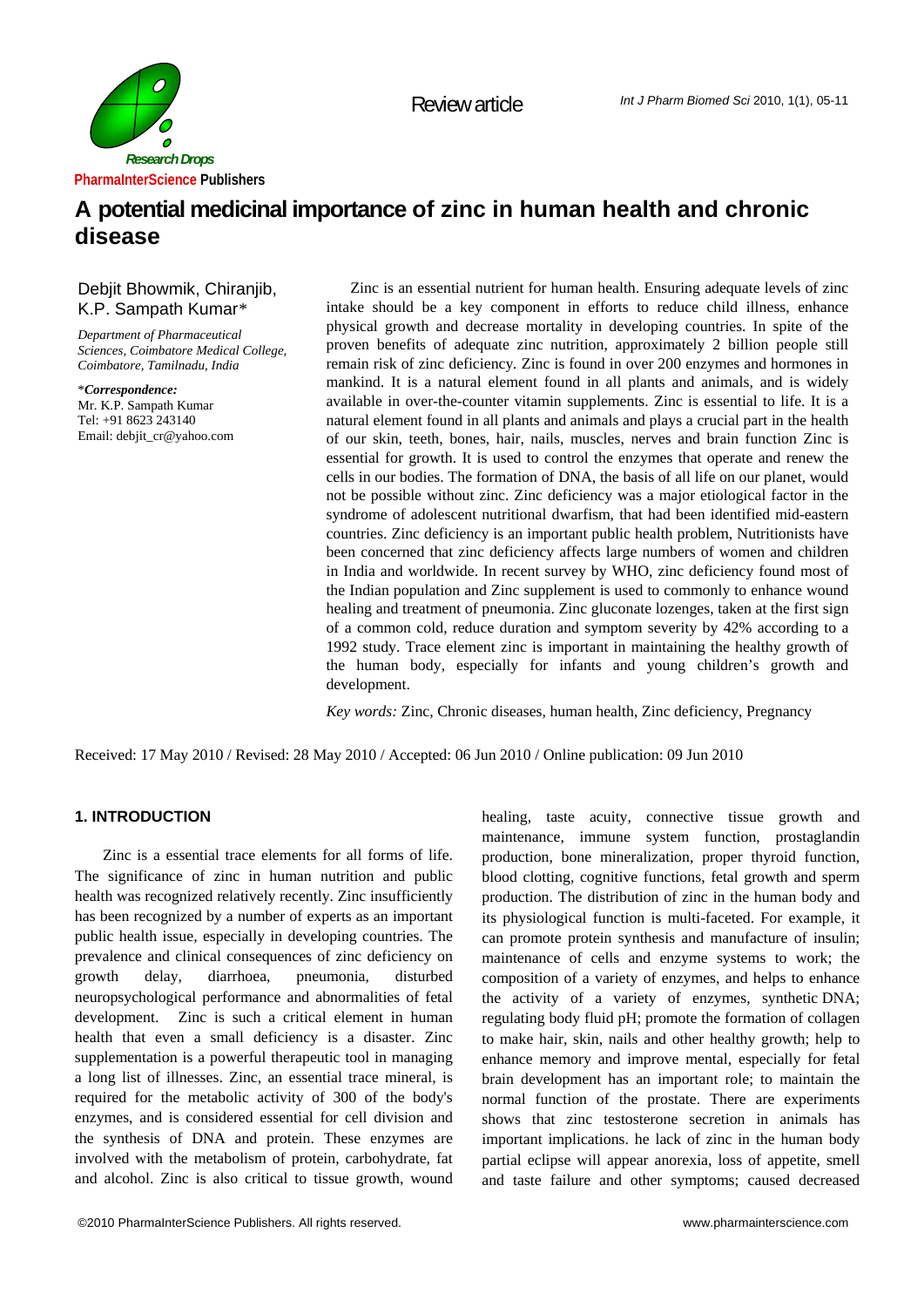Research Drops

PharmaInterScience Publishers

Review article

# A potential medicinal importance of zinc in human health and chronic disease

Debjit Bhowmik, Chiranjib, K.P. Sampath Kumar*

*Department of Pharmaceutical Sciences, Coimbatore Medical College, Coimbatore, Tamilnadu, India*

**Correspondence:*
Mr. K.P. Sampath Kumar
Tel: +91 8623 243140
Email: debjit_cr@yahoo.com

Zinc is an essential nutrient for human health. Ensuring adequate levels of zinc intake should be a key component in efforts to reduce child illness, enhance physical growth and decrease mortality in developing countries. In spite of the proven benefits of adequate zinc nutrition, approximately 2 billion people still remain risk of zinc deficiency. Zinc is found in over 200 enzymes and hormones in mankind. It is a natural element found in all plants and animals, and is widely available in over-the-counter vitamin supplements. Zinc is essential to life. It is a natural element found in all plants and animals and plays a crucial part in the health of our skin, teeth, bones, hair, nails, muscles, nerves and brain function Zinc is essential for growth. It is used to control the enzymes that operate and renew the cells in our bodies. The formation of DNA, the basis of all life on our planet, would not be possible without zinc. Zinc deficiency was a major etiological factor in the syndrome of adolescent nutritional dwarfism, that had been identified mid-eastern countries. Zinc deficiency is an important public health problem, Nutritionists have been concerned that zinc deficiency affects large numbers of women and children in India and worldwide. In recent survey by WHO, zinc deficiency found most of the Indian population and Zinc supplement is used to commonly to enhance wound healing and treatment of pneumonia. Zinc gluconate lozenges, taken at the first sign of a common cold, reduce duration and symptom severity by 42% according to a 1992 study. Trace element zinc is important in maintaining the healthy growth of the human body, especially for infants and young children's growth and development.

*Key words:* Zinc, Chronic diseases, human health, Zinc deficiency, Pregnancy

Received: 17 May 2010 / Revised: 28 May 2010 / Accepted: 06 Jun 2010 / Online publication: 09 Jun 2010

## 1. INTRODUCTION

Zinc is a essential trace elements for all forms of life. The significance of zinc in human nutrition and public health was recognized relatively recently. Zinc insufficiently has been recognized by a number of experts as an important public health issue, especially in developing countries. The prevalence and clinical consequences of zinc deficiency on growth delay, diarrhoea, pneumonia, disturbed neuropsychological performance and abnormalities of fetal development. Zinc is such a critical element in human health that even a small deficiency is a disaster. Zinc supplementation is a powerful therapeutic tool in managing a long list of illnesses. Zinc, an essential trace mineral, is required for the metabolic activity of 300 of the body's enzymes, and is considered essential for cell division and the synthesis of DNA and protein. These enzymes are involved with the metabolism of protein, carbohydrate, fat and alcohol. Zinc is also critical to tissue growth, wound healing, taste acuity, connective tissue growth and maintenance, immune system function, prostaglandin production, bone mineralization, proper thyroid function, blood clotting, cognitive functions, fetal growth and sperm production. The distribution of zinc in the human body and its physiological function is multi-faceted. For example, it can promote protein synthesis and manufacture of insulin; maintenance of cells and enzyme systems to work; the composition of a variety of enzymes, and helps to enhance the activity of a variety of enzymes, synthetic DNA; regulating body fluid pH; promote the formation of collagen to make hair, skin, nails and other healthy growth; help to enhance memory and improve mental, especially for fetal brain development has an important role; to maintain the normal function of the prostate. There are experiments shows that zinc testosterone secretion in animals has important implications. he lack of zinc in the human body partial eclipse will appear anorexia, loss of appetite, smell and taste failure and other symptoms; caused decreased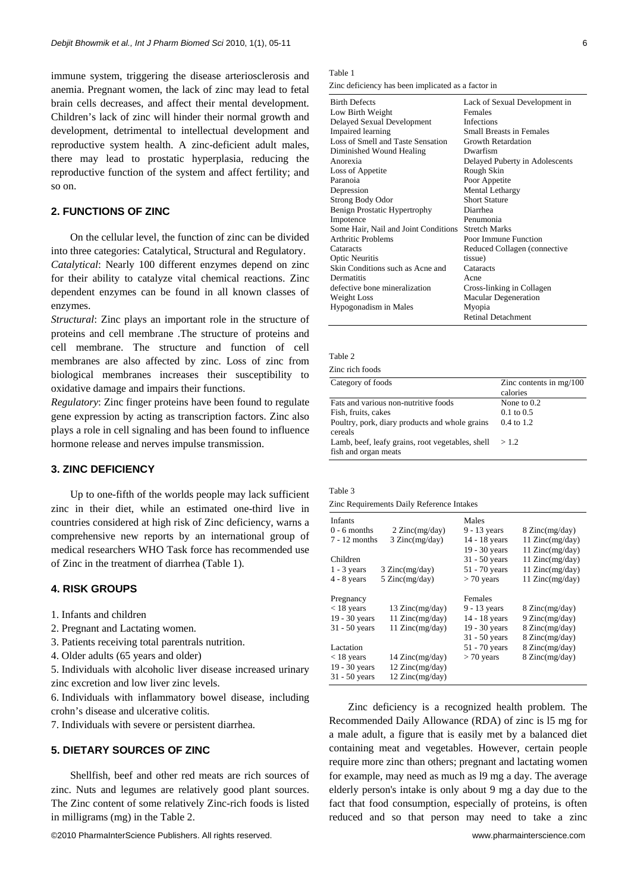immune system, triggering the disease arteriosclerosis and anemia. Pregnant women, the lack of zinc may lead to fetal brain cells decreases, and affect their mental development. Children's lack of zinc will hinder their normal growth and development, detrimental to intellectual development and reproductive system health. A zinc-deficient adult males, there may lead to prostatic hyperplasia, reducing the reproductive function of the system and affect fertility; and so on.

## 2. FUNCTIONS OF ZINC

On the cellular level, the function of zinc can be divided into three categories: Catalytical, Structural and Regulatory.

*Catalytical*: Nearly 100 different enzymes depend on zinc for their ability to catalyze vital chemical reactions. Zinc dependent enzymes can be found in all known classes of enzymes.

*Structural*: Zinc plays an important role in the structure of proteins and cell membrane .The structure of proteins and cell membrane. The structure and function of cell membranes are also affected by zinc. Loss of zinc from biological membranes increases their susceptibility to oxidative damage and impairs their functions.

*Regulatory*: Zinc finger proteins have been found to regulate gene expression by acting as transcription factors. Zinc also plays a role in cell signaling and has been found to influence hormone release and nerves impulse transmission.

## 3. ZINC DEFICIENCY

Up to one-fifth of the worlds people may lack sufficient zinc in their diet, while an estimated one-third live in countries considered at high risk of Zinc deficiency, warns a comprehensive new reports by an international group of medical researchers WHO Task force has recommended use of Zinc in the treatment of diarrhea (Table 1).

## 4. RISK GROUPS

1. Infants and children
2. Pregnant and Lactating women.
3. Patients receiving total parentrals nutrition.
4. Older adults (65 years and older)
5. Individuals with alcoholic liver disease increased urinary zinc excretion and low liver zinc levels.
6. Individuals with inflammatory bowel disease, including crohn's disease and ulcerative colitis.
7. Individuals with severe or persistent diarrhea.

## 5. DIETARY SOURCES OF ZINC

Shellfish, beef and other red meats are rich sources of zinc. Nuts and legumes are relatively good plant sources. The Zinc content of some relatively Zinc-rich foods is listed in milligrams (mg) in the Table 2.

Table 1

Zinc deficiency has been implicated as a factor in

| | |
|---|---|
| Birth Defects | Lack of Sexual Development in Females |
| Low Birth Weight | Infections |
| Delayed Sexual Development | Small Breasts in Females |
| Impaired learning | Growth Retardation |
| Loss of Smell and Taste Sensation | Dwarfism |
| Diminished Wound Healing | Delayed Puberty in Adolescents |
| Anorexia | Rough Skin |
| Loss of Appetite | Poor Appetite |
| Paranoia | Mental Lethargy |
| Depression | Short Stature |
| Strong Body Odor | Diarrhea |
| Benign Prostatic Hypertrophy | Penumonia |
| Impotence | Stretch Marks |
| Some Hair, Nail and Joint Conditions | Poor Immune Function |
| Arthritic Problems | Reduced Collagen (connective tissue) |
| Cataracts | Cataracts |
| Optic Neuritis | Acne |
| Skin Conditions such as Acne and Dermatitis | Cross-linking in Collagen |
| defective bone mineralization | Macular Degeneration |
| Weight Loss | Myopia |
| Hypogonadism in Males | Retinal Detachment |

Table 2

Zinc rich foods

| Category of foods | Zinc contents in mg/100 calories |
|---|---|
| Fats and various non-nutritive foods | None to 0.2 |
| Fish, fruits, cakes | 0.1 to 0.5 |
| Poultry, pork, diary products and whole grains cereals | 0.4 to 1.2 |
| Lamb, beef, leafy grains, root vegetables, shell fish and organ meats | > 1.2 |

Table 3

Zinc Requirements Daily Reference Intakes

| | | | |
|---|---|---|---|
| Infants | | Males | |
| 0 - 6 months | 2 Zinc(mg/day) | 9 - 13 years | 8 Zinc(mg/day) |
| 7 - 12 months | 3 Zinc(mg/day) | 14 - 18 years | 11 Zinc(mg/day) |
| | | 19 - 30 years | 11 Zinc(mg/day) |
| Children | | 31 - 50 years | 11 Zinc(mg/day) |
| 1 - 3 years | 3 Zinc(mg/day) | 51 - 70 years | 11 Zinc(mg/day) |
| 4 - 8 years | 5 Zinc(mg/day) | > 70 years | 11 Zinc(mg/day) |
| Pregnancy | | Females | |
| < 18 years | 13 Zinc(mg/day) | 9 - 13 years | 8 Zinc(mg/day) |
| 19 - 30 years | 11 Zinc(mg/day) | 14 - 18 years | 9 Zinc(mg/day) |
| 31 - 50 years | 11 Zinc(mg/day) | 19 - 30 years | 8 Zinc(mg/day) |
| | | 31 - 50 years | 8 Zinc(mg/day) |
| Lactation | | 51 - 70 years | 8 Zinc(mg/day) |
| < 18 years | 14 Zinc(mg/day) | > 70 years | 8 Zinc(mg/day) |
| 19 - 30 years | 12 Zinc(mg/day) | | |
| 31 - 50 years | 12 Zinc(mg/day) | | |

Zinc deficiency is a recognized health problem. The Recommended Daily Allowance (RDA) of zinc is l5 mg for a male adult, a figure that is easily met by a balanced diet containing meat and vegetables. However, certain people require more zinc than others; pregnant and lactating women for example, may need as much as l9 mg a day. The average elderly person's intake is only about 9 mg a day due to the fact that food consumption, especially of proteins, is often reduced and so that person may need to take a zinc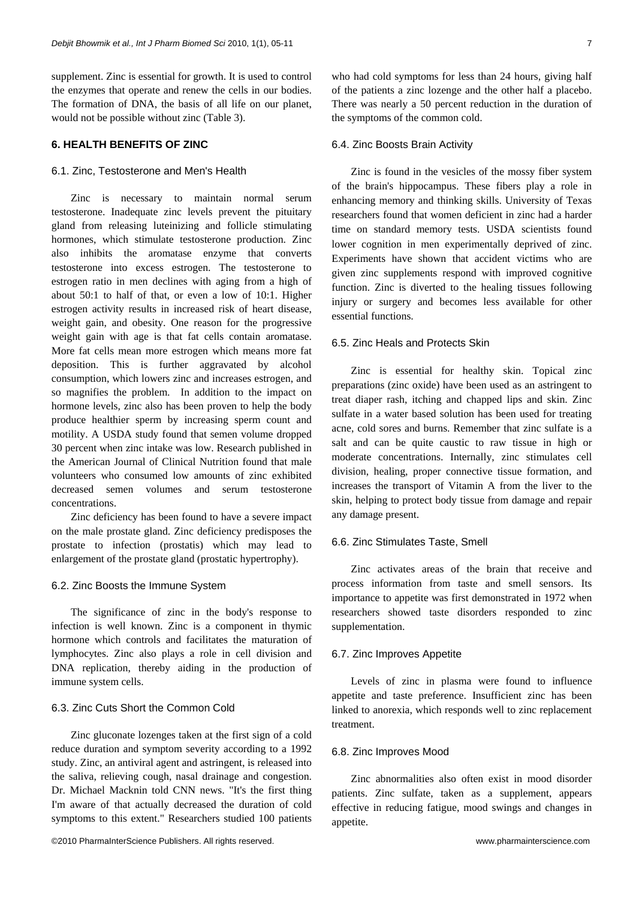supplement. Zinc is essential for growth. It is used to control the enzymes that operate and renew the cells in our bodies. The formation of DNA, the basis of all life on our planet, would not be possible without zinc (Table 3).

## 6. HEALTH BENEFITS OF ZINC

### 6.1. Zinc, Testosterone and Men's Health

Zinc is necessary to maintain normal serum testosterone. Inadequate zinc levels prevent the pituitary gland from releasing luteinizing and follicle stimulating hormones, which stimulate testosterone production. Zinc also inhibits the aromatase enzyme that converts testosterone into excess estrogen. The testosterone to estrogen ratio in men declines with aging from a high of about 50:1 to half of that, or even a low of 10:1. Higher estrogen activity results in increased risk of heart disease, weight gain, and obesity. One reason for the progressive weight gain with age is that fat cells contain aromatase. More fat cells mean more estrogen which means more fat deposition. This is further aggravated by alcohol consumption, which lowers zinc and increases estrogen, and so magnifies the problem. In addition to the impact on hormone levels, zinc also has been proven to help the body produce healthier sperm by increasing sperm count and motility. A USDA study found that semen volume dropped 30 percent when zinc intake was low. Research published in the American Journal of Clinical Nutrition found that male volunteers who consumed low amounts of zinc exhibited decreased semen volumes and serum testosterone concentrations.

Zinc deficiency has been found to have a severe impact on the male prostate gland. Zinc deficiency predisposes the prostate to infection (prostatis) which may lead to enlargement of the prostate gland (prostatic hypertrophy).

### 6.2. Zinc Boosts the Immune System

The significance of zinc in the body's response to infection is well known. Zinc is a component in thymic hormone which controls and facilitates the maturation of lymphocytes. Zinc also plays a role in cell division and DNA replication, thereby aiding in the production of immune system cells.

### 6.3. Zinc Cuts Short the Common Cold

Zinc gluconate lozenges taken at the first sign of a cold reduce duration and symptom severity according to a 1992 study. Zinc, an antiviral agent and astringent, is released into the saliva, relieving cough, nasal drainage and congestion. Dr. Michael Macknin told CNN news. "It's the first thing I'm aware of that actually decreased the duration of cold symptoms to this extent." Researchers studied 100 patients who had cold symptoms for less than 24 hours, giving half of the patients a zinc lozenge and the other half a placebo. There was nearly a 50 percent reduction in the duration of the symptoms of the common cold.

### 6.4. Zinc Boosts Brain Activity

Zinc is found in the vesicles of the mossy fiber system of the brain's hippocampus. These fibers play a role in enhancing memory and thinking skills. University of Texas researchers found that women deficient in zinc had a harder time on standard memory tests. USDA scientists found lower cognition in men experimentally deprived of zinc. Experiments have shown that accident victims who are given zinc supplements respond with improved cognitive function. Zinc is diverted to the healing tissues following injury or surgery and becomes less available for other essential functions.

### 6.5. Zinc Heals and Protects Skin

Zinc is essential for healthy skin. Topical zinc preparations (zinc oxide) have been used as an astringent to treat diaper rash, itching and chapped lips and skin. Zinc sulfate in a water based solution has been used for treating acne, cold sores and burns. Remember that zinc sulfate is a salt and can be quite caustic to raw tissue in high or moderate concentrations. Internally, zinc stimulates cell division, healing, proper connective tissue formation, and increases the transport of Vitamin A from the liver to the skin, helping to protect body tissue from damage and repair any damage present.

### 6.6. Zinc Stimulates Taste, Smell

Zinc activates areas of the brain that receive and process information from taste and smell sensors. Its importance to appetite was first demonstrated in 1972 when researchers showed taste disorders responded to zinc supplementation.

### 6.7. Zinc Improves Appetite

Levels of zinc in plasma were found to influence appetite and taste preference. Insufficient zinc has been linked to anorexia, which responds well to zinc replacement treatment.

### 6.8. Zinc Improves Mood

Zinc abnormalities also often exist in mood disorder patients. Zinc sulfate, taken as a supplement, appears effective in reducing fatigue, mood swings and changes in appetite.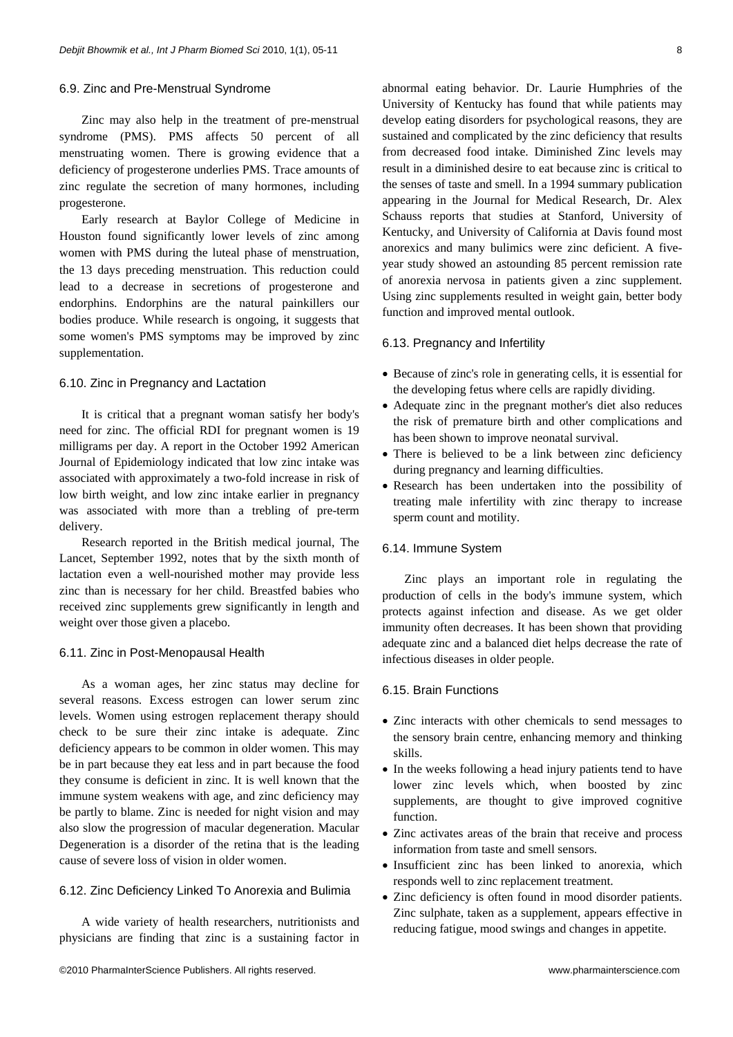### 6.9. Zinc and Pre-Menstrual Syndrome

Zinc may also help in the treatment of pre-menstrual syndrome (PMS). PMS affects 50 percent of all menstruating women. There is growing evidence that a deficiency of progesterone underlies PMS. Trace amounts of zinc regulate the secretion of many hormones, including progesterone.

Early research at Baylor College of Medicine in Houston found significantly lower levels of zinc among women with PMS during the luteal phase of menstruation, the 13 days preceding menstruation. This reduction could lead to a decrease in secretions of progesterone and endorphins. Endorphins are the natural painkillers our bodies produce. While research is ongoing, it suggests that some women's PMS symptoms may be improved by zinc supplementation.

### 6.10. Zinc in Pregnancy and Lactation

It is critical that a pregnant woman satisfy her body's need for zinc. The official RDI for pregnant women is 19 milligrams per day. A report in the October 1992 American Journal of Epidemiology indicated that low zinc intake was associated with approximately a two-fold increase in risk of low birth weight, and low zinc intake earlier in pregnancy was associated with more than a trebling of pre-term delivery.

Research reported in the British medical journal, The Lancet, September 1992, notes that by the sixth month of lactation even a well-nourished mother may provide less zinc than is necessary for her child. Breastfed babies who received zinc supplements grew significantly in length and weight over those given a placebo.

### 6.11. Zinc in Post-Menopausal Health

As a woman ages, her zinc status may decline for several reasons. Excess estrogen can lower serum zinc levels. Women using estrogen replacement therapy should check to be sure their zinc intake is adequate. Zinc deficiency appears to be common in older women. This may be in part because they eat less and in part because the food they consume is deficient in zinc. It is well known that the immune system weakens with age, and zinc deficiency may be partly to blame. Zinc is needed for night vision and may also slow the progression of macular degeneration. Macular Degeneration is a disorder of the retina that is the leading cause of severe loss of vision in older women.

### 6.12. Zinc Deficiency Linked To Anorexia and Bulimia

A wide variety of health researchers, nutritionists and physicians are finding that zinc is a sustaining factor in abnormal eating behavior. Dr. Laurie Humphries of the University of Kentucky has found that while patients may develop eating disorders for psychological reasons, they are sustained and complicated by the zinc deficiency that results from decreased food intake. Diminished Zinc levels may result in a diminished desire to eat because zinc is critical to the senses of taste and smell. In a 1994 summary publication appearing in the Journal for Medical Research, Dr. Alex Schauss reports that studies at Stanford, University of Kentucky, and University of California at Davis found most anorexics and many bulimics were zinc deficient. A five-year study showed an astounding 85 percent remission rate of anorexia nervosa in patients given a zinc supplement. Using zinc supplements resulted in weight gain, better body function and improved mental outlook.

### 6.13. Pregnancy and Infertility

- Because of zinc's role in generating cells, it is essential for the developing fetus where cells are rapidly dividing.
- Adequate zinc in the pregnant mother's diet also reduces the risk of premature birth and other complications and has been shown to improve neonatal survival.
- There is believed to be a link between zinc deficiency during pregnancy and learning difficulties.
- Research has been undertaken into the possibility of treating male infertility with zinc therapy to increase sperm count and motility.

### 6.14. Immune System

Zinc plays an important role in regulating the production of cells in the body's immune system, which protects against infection and disease. As we get older immunity often decreases. It has been shown that providing adequate zinc and a balanced diet helps decrease the rate of infectious diseases in older people.

### 6.15. Brain Functions

- Zinc interacts with other chemicals to send messages to the sensory brain centre, enhancing memory and thinking skills.
- In the weeks following a head injury patients tend to have lower zinc levels which, when boosted by zinc supplements, are thought to give improved cognitive function.
- Zinc activates areas of the brain that receive and process information from taste and smell sensors.
- Insufficient zinc has been linked to anorexia, which responds well to zinc replacement treatment.
- Zinc deficiency is often found in mood disorder patients. Zinc sulphate, taken as a supplement, appears effective in reducing fatigue, mood swings and changes in appetite.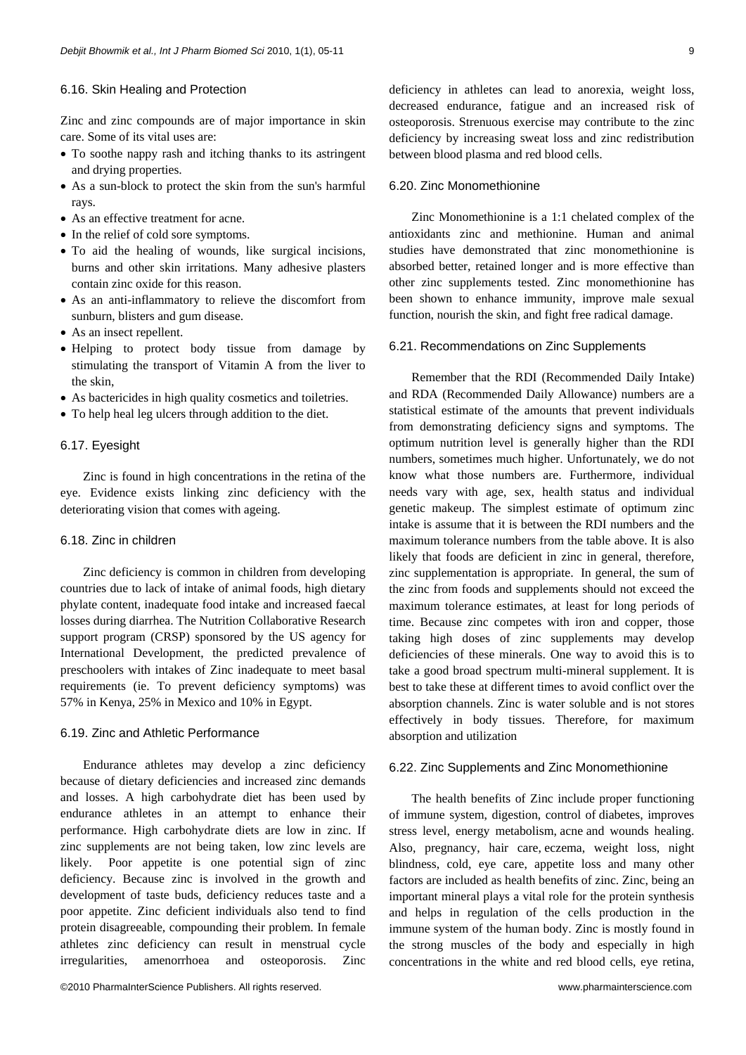### 6.16. Skin Healing and Protection

Zinc and zinc compounds are of major importance in skin care. Some of its vital uses are:

- To soothe nappy rash and itching thanks to its astringent and drying properties.
- As a sun-block to protect the skin from the sun's harmful rays.
- As an effective treatment for acne.
- In the relief of cold sore symptoms.
- To aid the healing of wounds, like surgical incisions, burns and other skin irritations. Many adhesive plasters contain zinc oxide for this reason.
- As an anti-inflammatory to relieve the discomfort from sunburn, blisters and gum disease.
- As an insect repellent.
- Helping to protect body tissue from damage by stimulating the transport of Vitamin A from the liver to the skin,
- As bactericides in high quality cosmetics and toiletries.
- To help heal leg ulcers through addition to the diet.

### 6.17. Eyesight

Zinc is found in high concentrations in the retina of the eye. Evidence exists linking zinc deficiency with the deteriorating vision that comes with ageing.

### 6.18. Zinc in children

Zinc deficiency is common in children from developing countries due to lack of intake of animal foods, high dietary phylate content, inadequate food intake and increased faecal losses during diarrhea. The Nutrition Collaborative Research support program (CRSP) sponsored by the US agency for International Development, the predicted prevalence of preschoolers with intakes of Zinc inadequate to meet basal requirements (ie. To prevent deficiency symptoms) was 57% in Kenya, 25% in Mexico and 10% in Egypt.

### 6.19. Zinc and Athletic Performance

Endurance athletes may develop a zinc deficiency because of dietary deficiencies and increased zinc demands and losses. A high carbohydrate diet has been used by endurance athletes in an attempt to enhance their performance. High carbohydrate diets are low in zinc. If zinc supplements are not being taken, low zinc levels are likely. Poor appetite is one potential sign of zinc deficiency. Because zinc is involved in the growth and development of taste buds, deficiency reduces taste and a poor appetite. Zinc deficient individuals also tend to find protein disagreeable, compounding their problem. In female athletes zinc deficiency can result in menstrual cycle irregularities, amenorrhoea and osteoporosis. Zinc deficiency in athletes can lead to anorexia, weight loss, decreased endurance, fatigue and an increased risk of osteoporosis. Strenuous exercise may contribute to the zinc deficiency by increasing sweat loss and zinc redistribution between blood plasma and red blood cells.

### 6.20. Zinc Monomethionine

Zinc Monomethionine is a 1:1 chelated complex of the antioxidants zinc and methionine. Human and animal studies have demonstrated that zinc monomethionine is absorbed better, retained longer and is more effective than other zinc supplements tested. Zinc monomethionine has been shown to enhance immunity, improve male sexual function, nourish the skin, and fight free radical damage.

### 6.21. Recommendations on Zinc Supplements

Remember that the RDI (Recommended Daily Intake) and RDA (Recommended Daily Allowance) numbers are a statistical estimate of the amounts that prevent individuals from demonstrating deficiency signs and symptoms. The optimum nutrition level is generally higher than the RDI numbers, sometimes much higher. Unfortunately, we do not know what those numbers are. Furthermore, individual needs vary with age, sex, health status and individual genetic makeup. The simplest estimate of optimum zinc intake is assume that it is between the RDI numbers and the maximum tolerance numbers from the table above. It is also likely that foods are deficient in zinc in general, therefore, zinc supplementation is appropriate. In general, the sum of the zinc from foods and supplements should not exceed the maximum tolerance estimates, at least for long periods of time. Because zinc competes with iron and copper, those taking high doses of zinc supplements may develop deficiencies of these minerals. One way to avoid this is to take a good broad spectrum multi-mineral supplement. It is best to take these at different times to avoid conflict over the absorption channels. Zinc is water soluble and is not stores effectively in body tissues. Therefore, for maximum absorption and utilization

### 6.22. Zinc Supplements and Zinc Monomethionine

The health benefits of Zinc include proper functioning of immune system, digestion, control of diabetes, improves stress level, energy metabolism, acne and wounds healing. Also, pregnancy, hair care, eczema, weight loss, night blindness, cold, eye care, appetite loss and many other factors are included as health benefits of zinc. Zinc, being an important mineral plays a vital role for the protein synthesis and helps in regulation of the cells production in the immune system of the human body. Zinc is mostly found in the strong muscles of the body and especially in high concentrations in the white and red blood cells, eye retina,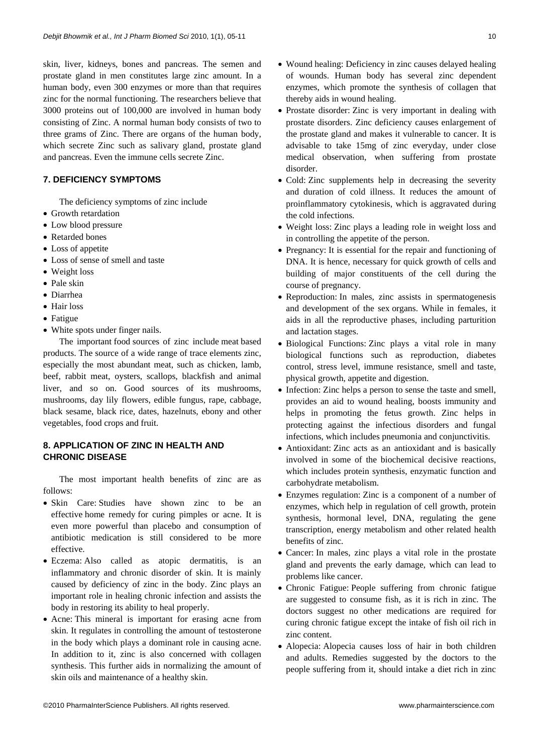skin, liver, kidneys, bones and pancreas. The semen and prostate gland in men constitutes large zinc amount. In a human body, even 300 enzymes or more than that requires zinc for the normal functioning. The researchers believe that 3000 proteins out of 100,000 are involved in human body consisting of Zinc. A normal human body consists of two to three grams of Zinc. There are organs of the human body, which secrete Zinc such as salivary gland, prostate gland and pancreas. Even the immune cells secrete Zinc.

## 7. DEFICIENCY SYMPTOMS

The deficiency symptoms of zinc include

- Growth retardation
- Low blood pressure
- Retarded bones
- Loss of appetite
- Loss of sense of smell and taste
- Weight loss
- Pale skin
- Diarrhea
- Hair loss
- Fatigue
- White spots under finger nails.

The important food sources of zinc include meat based products. The source of a wide range of trace elements zinc, especially the most abundant meat, such as chicken, lamb, beef, rabbit meat, oysters, scallops, blackfish and animal liver, and so on. Good sources of its mushrooms, mushrooms, day lily flowers, edible fungus, rape, cabbage, black sesame, black rice, dates, hazelnuts, ebony and other vegetables, food crops and fruit.

## 8. APPLICATION OF ZINC IN HEALTH AND CHRONIC DISEASE

The most important health benefits of zinc are as follows:

- Skin Care: Studies have shown zinc to be an effective home remedy for curing pimples or acne. It is even more powerful than placebo and consumption of antibiotic medication is still considered to be more effective.
- Eczema: Also called as atopic dermatitis, is an inflammatory and chronic disorder of skin. It is mainly caused by deficiency of zinc in the body. Zinc plays an important role in healing chronic infection and assists the body in restoring its ability to heal properly.
- Acne: This mineral is important for erasing acne from skin. It regulates in controlling the amount of testosterone in the body which plays a dominant role in causing acne. In addition to it, zinc is also concerned with collagen synthesis. This further aids in normalizing the amount of skin oils and maintenance of a healthy skin.
- Wound healing: Deficiency in zinc causes delayed healing of wounds. Human body has several zinc dependent enzymes, which promote the synthesis of collagen that thereby aids in wound healing.
- Prostate disorder: Zinc is very important in dealing with prostate disorders. Zinc deficiency causes enlargement of the prostate gland and makes it vulnerable to cancer. It is advisable to take 15mg of zinc everyday, under close medical observation, when suffering from prostate disorder.
- Cold: Zinc supplements help in decreasing the severity and duration of cold illness. It reduces the amount of proinflammatory cytokinesis, which is aggravated during the cold infections.
- Weight loss: Zinc plays a leading role in weight loss and in controlling the appetite of the person.
- Pregnancy: It is essential for the repair and functioning of DNA. It is hence, necessary for quick growth of cells and building of major constituents of the cell during the course of pregnancy.
- Reproduction: In males, zinc assists in spermatogenesis and development of the sex organs. While in females, it aids in all the reproductive phases, including parturition and lactation stages.
- Biological Functions: Zinc plays a vital role in many biological functions such as reproduction, diabetes control, stress level, immune resistance, smell and taste, physical growth, appetite and digestion.
- Infection: Zinc helps a person to sense the taste and smell, provides an aid to wound healing, boosts immunity and helps in promoting the fetus growth. Zinc helps in protecting against the infectious disorders and fungal infections, which includes pneumonia and conjunctivitis.
- Antioxidant: Zinc acts as an antioxidant and is basically involved in some of the biochemical decisive reactions, which includes protein synthesis, enzymatic function and carbohydrate metabolism.
- Enzymes regulation: Zinc is a component of a number of enzymes, which help in regulation of cell growth, protein synthesis, hormonal level, DNA, regulating the gene transcription, energy metabolism and other related health benefits of zinc.
- Cancer: In males, zinc plays a vital role in the prostate gland and prevents the early damage, which can lead to problems like cancer.
- Chronic Fatigue: People suffering from chronic fatigue are suggested to consume fish, as it is rich in zinc. The doctors suggest no other medications are required for curing chronic fatigue except the intake of fish oil rich in zinc content.
- Alopecia: Alopecia causes loss of hair in both children and adults. Remedies suggested by the doctors to the people suffering from it, should intake a diet rich in zinc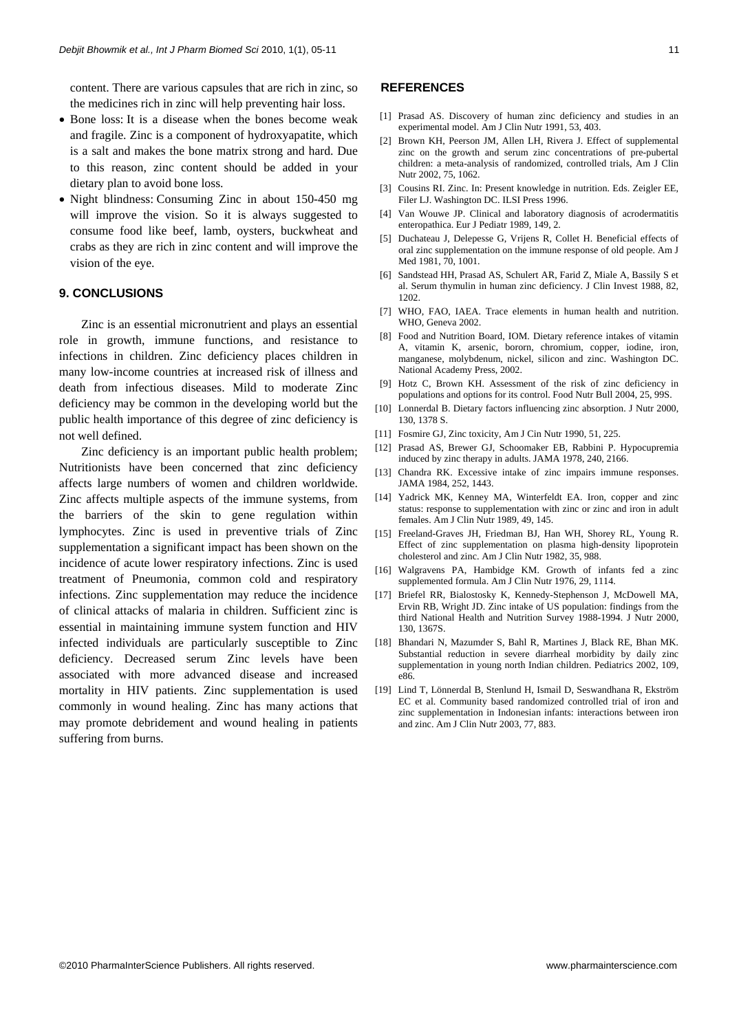content. There are various capsules that are rich in zinc, so the medicines rich in zinc will help preventing hair loss.

- Bone loss: It is a disease when the bones become weak and fragile. Zinc is a component of hydroxyapatite, which is a salt and makes the bone matrix strong and hard. Due to this reason, zinc content should be added in your dietary plan to avoid bone loss.
- Night blindness: Consuming Zinc in about 150-450 mg will improve the vision. So it is always suggested to consume food like beef, lamb, oysters, buckwheat and crabs as they are rich in zinc content and will improve the vision of the eye.

## 9. CONCLUSIONS

Zinc is an essential micronutrient and plays an essential role in growth, immune functions, and resistance to infections in children. Zinc deficiency places children in many low-income countries at increased risk of illness and death from infectious diseases. Mild to moderate Zinc deficiency may be common in the developing world but the public health importance of this degree of zinc deficiency is not well defined.

Zinc deficiency is an important public health problem; Nutritionists have been concerned that zinc deficiency affects large numbers of women and children worldwide. Zinc affects multiple aspects of the immune systems, from the barriers of the skin to gene regulation within lymphocytes. Zinc is used in preventive trials of Zinc supplementation a significant impact has been shown on the incidence of acute lower respiratory infections. Zinc is used treatment of Pneumonia, common cold and respiratory infections. Zinc supplementation may reduce the incidence of clinical attacks of malaria in children. Sufficient zinc is essential in maintaining immune system function and HIV infected individuals are particularly susceptible to Zinc deficiency. Decreased serum Zinc levels have been associated with more advanced disease and increased mortality in HIV patients. Zinc supplementation is used commonly in wound healing. Zinc has many actions that may promote debridement and wound healing in patients suffering from burns.

## REFERENCES

[1] Prasad AS. Discovery of human zinc deficiency and studies in an experimental model. Am J Clin Nutr 1991, 53, 403.

[2] Brown KH, Peerson JM, Allen LH, Rivera J. Effect of supplemental zinc on the growth and serum zinc concentrations of pre-pubertal children: a meta-analysis of randomized, controlled trials, Am J Clin Nutr 2002, 75, 1062.

[3] Cousins RI. Zinc. In: Present knowledge in nutrition. Eds. Zeigler EE, Filer LJ. Washington DC. ILSI Press 1996.

[4] Van Wouwe JP. Clinical and laboratory diagnosis of acrodermatitis enteropathica. Eur J Pediatr 1989, 149, 2.

[5] Duchateau J, Delepesse G, Vrijens R, Collet H. Beneficial effects of oral zinc supplementation on the immune response of old people. Am J Med 1981, 70, 1001.

[6] Sandstead HH, Prasad AS, Schulert AR, Farid Z, Miale A, Bassily S et al. Serum thymulin in human zinc deficiency. J Clin Invest 1988, 82, 1202.

[7] WHO, FAO, IAEA. Trace elements in human health and nutrition. WHO, Geneva 2002.

[8] Food and Nutrition Board, IOM. Dietary reference intakes of vitamin A, vitamin K, arsenic, bororn, chromium, copper, iodine, iron, manganese, molybdenum, nickel, silicon and zinc. Washington DC. National Academy Press, 2002.

[9] Hotz C, Brown KH. Assessment of the risk of zinc deficiency in populations and options for its control. Food Nutr Bull 2004, 25, 99S.

[10] Lonnerdal B. Dietary factors influencing zinc absorption. J Nutr 2000, 130, 1378 S.

[11] Fosmire GJ, Zinc toxicity, Am J Cin Nutr 1990, 51, 225.

[12] Prasad AS, Brewer GJ, Schoomaker EB, Rabbini P. Hypocupremia induced by zinc therapy in adults. JAMA 1978, 240, 2166.

[13] Chandra RK. Excessive intake of zinc impairs immune responses. JAMA 1984, 252, 1443.

[14] Yadrick MK, Kenney MA, Winterfeldt EA. Iron, copper and zinc status: response to supplementation with zinc or zinc and iron in adult females. Am J Clin Nutr 1989, 49, 145.

[15] Freeland-Graves JH, Friedman BJ, Han WH, Shorey RL, Young R. Effect of zinc supplementation on plasma high-density lipoprotein cholesterol and zinc. Am J Clin Nutr 1982, 35, 988.

[16] Walgravens PA, Hambidge KM. Growth of infants fed a zinc supplemented formula. Am J Clin Nutr 1976, 29, 1114.

[17] Briefel RR, Bialostosky K, Kennedy-Stephenson J, McDowell MA, Ervin RB, Wright JD. Zinc intake of US population: findings from the third National Health and Nutrition Survey 1988-1994. J Nutr 2000, 130, 1367S.

[18] Bhandari N, Mazumder S, Bahl R, Martines J, Black RE, Bhan MK. Substantial reduction in severe diarrheal morbidity by daily zinc supplementation in young north Indian children. Pediatrics 2002, 109, e86.

[19] Lind T, Lönnerdal B, Stenlund H, Ismail D, Seswandhana R, Ekström EC et al. Community based randomized controlled trial of iron and zinc supplementation in Indonesian infants: interactions between iron and zinc. Am J Clin Nutr 2003, 77, 883.